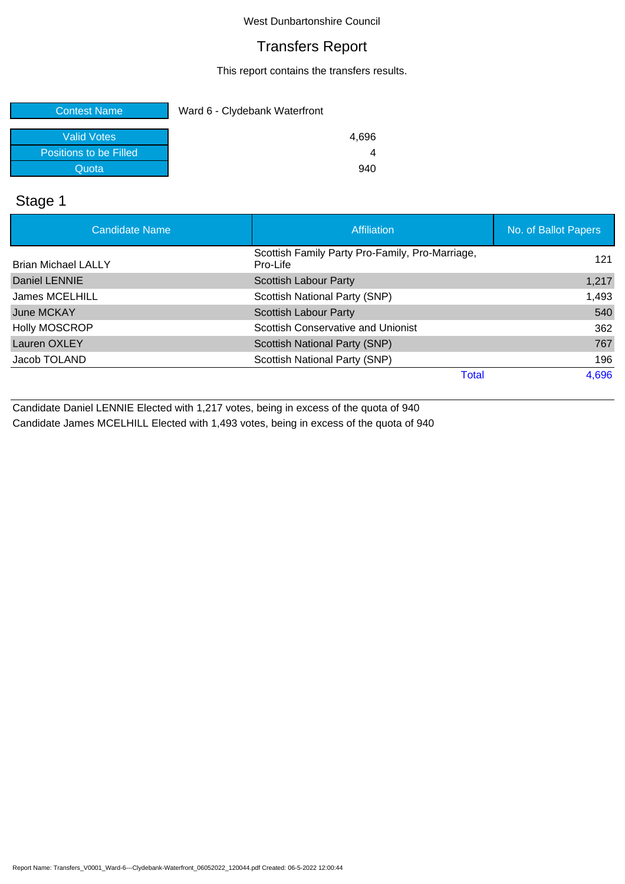West Dunbartonshire Council

# Transfers Report

This report contains the transfers results.

| Contest Name | Ward 6 - Clydebank Waterfront |
|---|---|
| Valid Votes | 4,696 |
| Positions to be Filled | 4 |
| Quota | 940 |

## Stage 1

| Candidate Name | Affiliation | No. of Ballot Papers |
|---|---|---|
| Brian Michael LALLY | Scottish Family Party Pro-Family, Pro-Marriage, Pro-Life | 121 |
| Daniel LENNIE | Scottish Labour Party | 1,217 |
| James MCELHILL | Scottish National Party (SNP) | 1,493 |
| June MCKAY | Scottish Labour Party | 540 |
| Holly MOSCROP | Scottish Conservative and Unionist | 362 |
| Lauren OXLEY | Scottish National Party (SNP) | 767 |
| Jacob TOLAND | Scottish National Party (SNP) | 196 |
| | Total | 4,696 |

Candidate Daniel LENNIE Elected with 1,217 votes, being in excess of the quota of 940

Candidate James MCELHILL Elected with 1,493 votes, being in excess of the quota of 940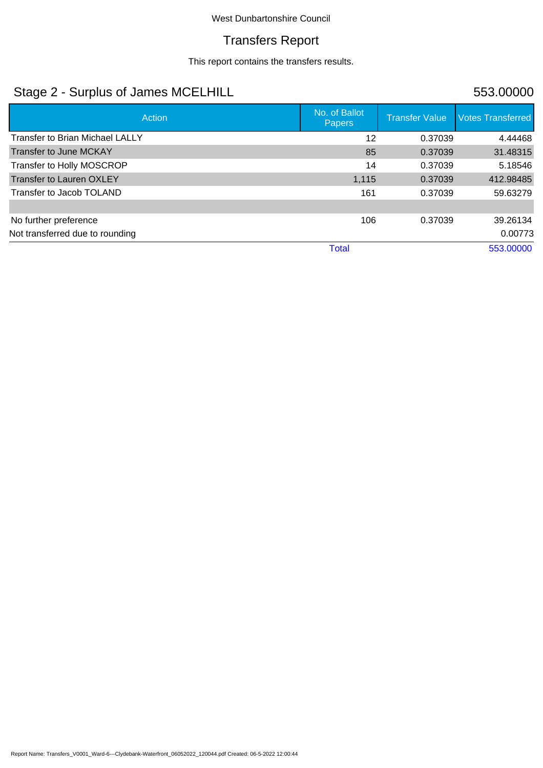West Dunbartonshire Council

# Transfers Report

This report contains the transfers results.

## Stage 2 - Surplus of James MCELHILL

553.00000

| Action | No. of Ballot Papers | Transfer Value | Votes Transferred |
|---|---|---|---|
| Transfer to Brian Michael LALLY | 12 | 0.37039 | 4.44468 |
| Transfer to June MCKAY | 85 | 0.37039 | 31.48315 |
| Transfer to Holly MOSCROP | 14 | 0.37039 | 5.18546 |
| Transfer to Lauren OXLEY | 1,115 | 0.37039 | 412.98485 |
| Transfer to Jacob TOLAND | 161 | 0.37039 | 59.63279 |
| | | | |
| No further preference | 106 | 0.37039 | 39.26134 |
| Not transferred due to rounding | | | 0.00773 |
| | Total | | 553.00000 |

Report Name: Transfers_V0001_Ward-6---Clydebank-Waterfront_06052022_120044.pdf Created: 06-5-2022 12:00:44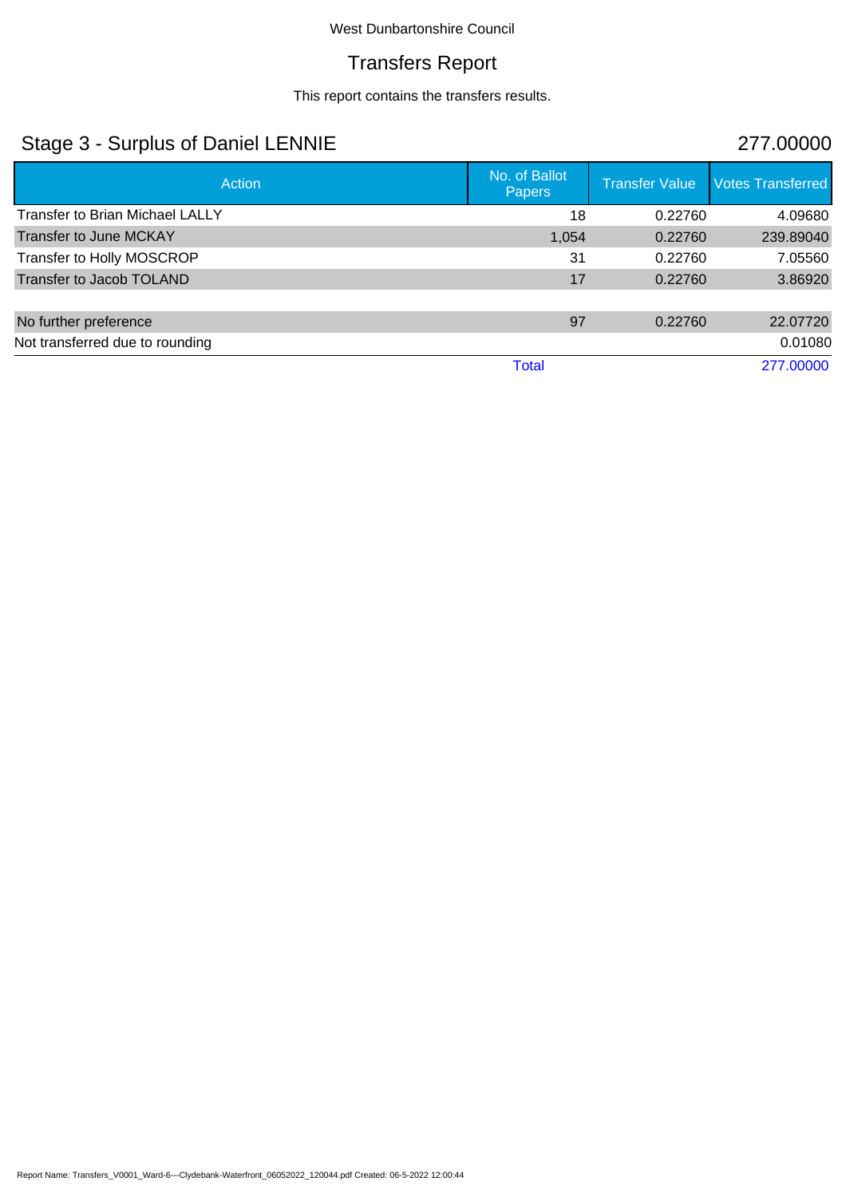West Dunbartonshire Council

# Transfers Report

This report contains the transfers results.

## Stage 3 - Surplus of Daniel LENNIE

277.00000

| Action | No. of Ballot Papers | Transfer Value | Votes Transferred |
|---|---|---|---|
| Transfer to Brian Michael LALLY | 18 | 0.22760 | 4.09680 |
| Transfer to June MCKAY | 1,054 | 0.22760 | 239.89040 |
| Transfer to Holly MOSCROP | 31 | 0.22760 | 7.05560 |
| Transfer to Jacob TOLAND | 17 | 0.22760 | 3.86920 |
| | | | |
| No further preference | 97 | 0.22760 | 22.07720 |
| Not transferred due to rounding | | | 0.01080 |
| | Total | | 277.00000 |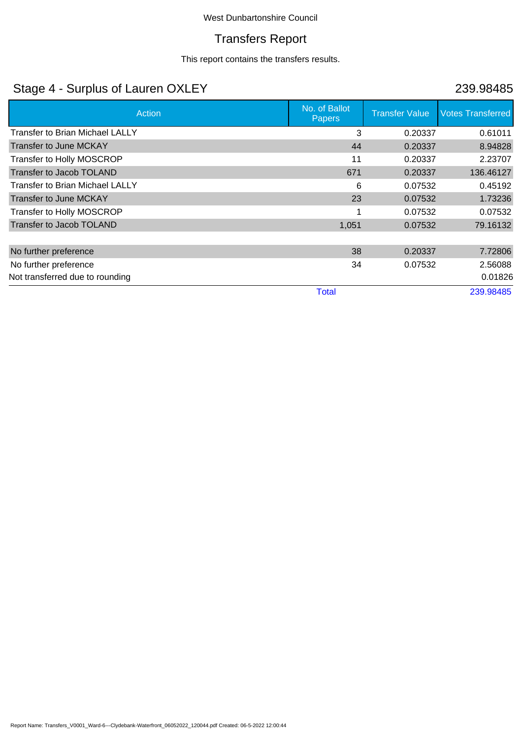West Dunbartonshire Council

# Transfers Report

This report contains the transfers results.

## Stage 4 - Surplus of Lauren OXLEY

239.98485

| Action | No. of Ballot Papers | Transfer Value | Votes Transferred |
|---|---|---|---|
| Transfer to Brian Michael LALLY | 3 | 0.20337 | 0.61011 |
| Transfer to June MCKAY | 44 | 0.20337 | 8.94828 |
| Transfer to Holly MOSCROP | 11 | 0.20337 | 2.23707 |
| Transfer to Jacob TOLAND | 671 | 0.20337 | 136.46127 |
| Transfer to Brian Michael LALLY | 6 | 0.07532 | 0.45192 |
| Transfer to June MCKAY | 23 | 0.07532 | 1.73236 |
| Transfer to Holly MOSCROP | 1 | 0.07532 | 0.07532 |
| Transfer to Jacob TOLAND | 1,051 | 0.07532 | 79.16132 |
| | | | |
| No further preference | 38 | 0.20337 | 7.72806 |
| No further preference | 34 | 0.07532 | 2.56088 |
| Not transferred due to rounding | | | 0.01826 |
| | Total | | 239.98485 |

Report Name: Transfers_V0001_Ward-6---Clydebank-Waterfront_06052022_120044.pdf Created: 06-5-2022 12:00:44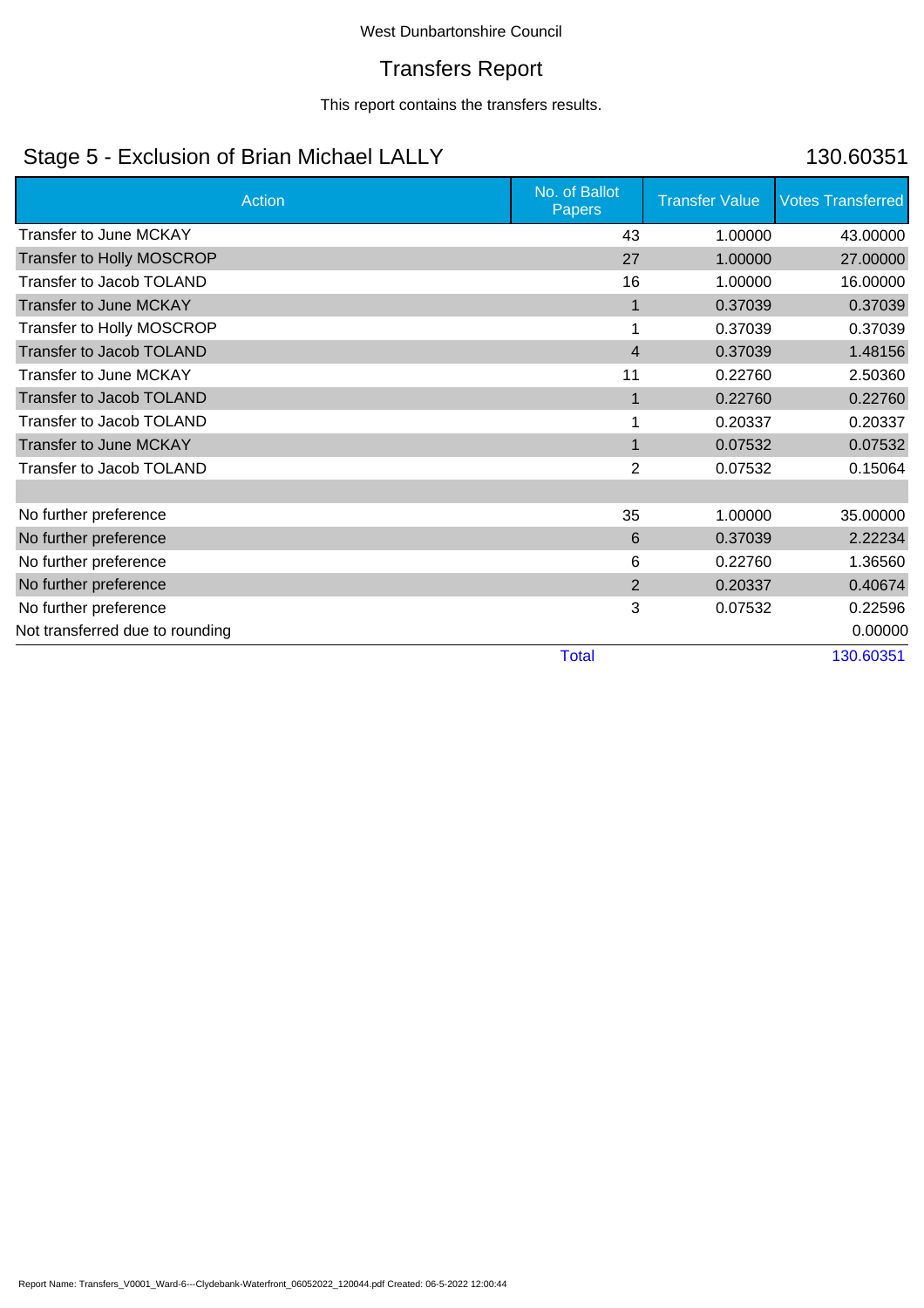West Dunbartonshire Council

# Transfers Report

This report contains the transfers results.

## Stage 5 - Exclusion of Brian Michael LALLY 130.60351

| Action | No. of Ballot Papers | Transfer Value | Votes Transferred |
|---|---|---|---|
| Transfer to June MCKAY | 43 | 1.00000 | 43.00000 |
| Transfer to Holly MOSCROP | 27 | 1.00000 | 27.00000 |
| Transfer to Jacob TOLAND | 16 | 1.00000 | 16.00000 |
| Transfer to June MCKAY | 1 | 0.37039 | 0.37039 |
| Transfer to Holly MOSCROP | 1 | 0.37039 | 0.37039 |
| Transfer to Jacob TOLAND | 4 | 0.37039 | 1.48156 |
| Transfer to June MCKAY | 11 | 0.22760 | 2.50360 |
| Transfer to Jacob TOLAND | 1 | 0.22760 | 0.22760 |
| Transfer to Jacob TOLAND | 1 | 0.20337 | 0.20337 |
| Transfer to June MCKAY | 1 | 0.07532 | 0.07532 |
| Transfer to Jacob TOLAND | 2 | 0.07532 | 0.15064 |
| | | | |
| No further preference | 35 | 1.00000 | 35.00000 |
| No further preference | 6 | 0.37039 | 2.22234 |
| No further preference | 6 | 0.22760 | 1.36560 |
| No further preference | 2 | 0.20337 | 0.40674 |
| No further preference | 3 | 0.07532 | 0.22596 |
| Not transferred due to rounding | | | 0.00000 |
| | Total | | 130.60351 |

Report Name: Transfers_V0001_Ward-6---Clydebank-Waterfront_06052022_120044.pdf Created: 06-5-2022 12:00:44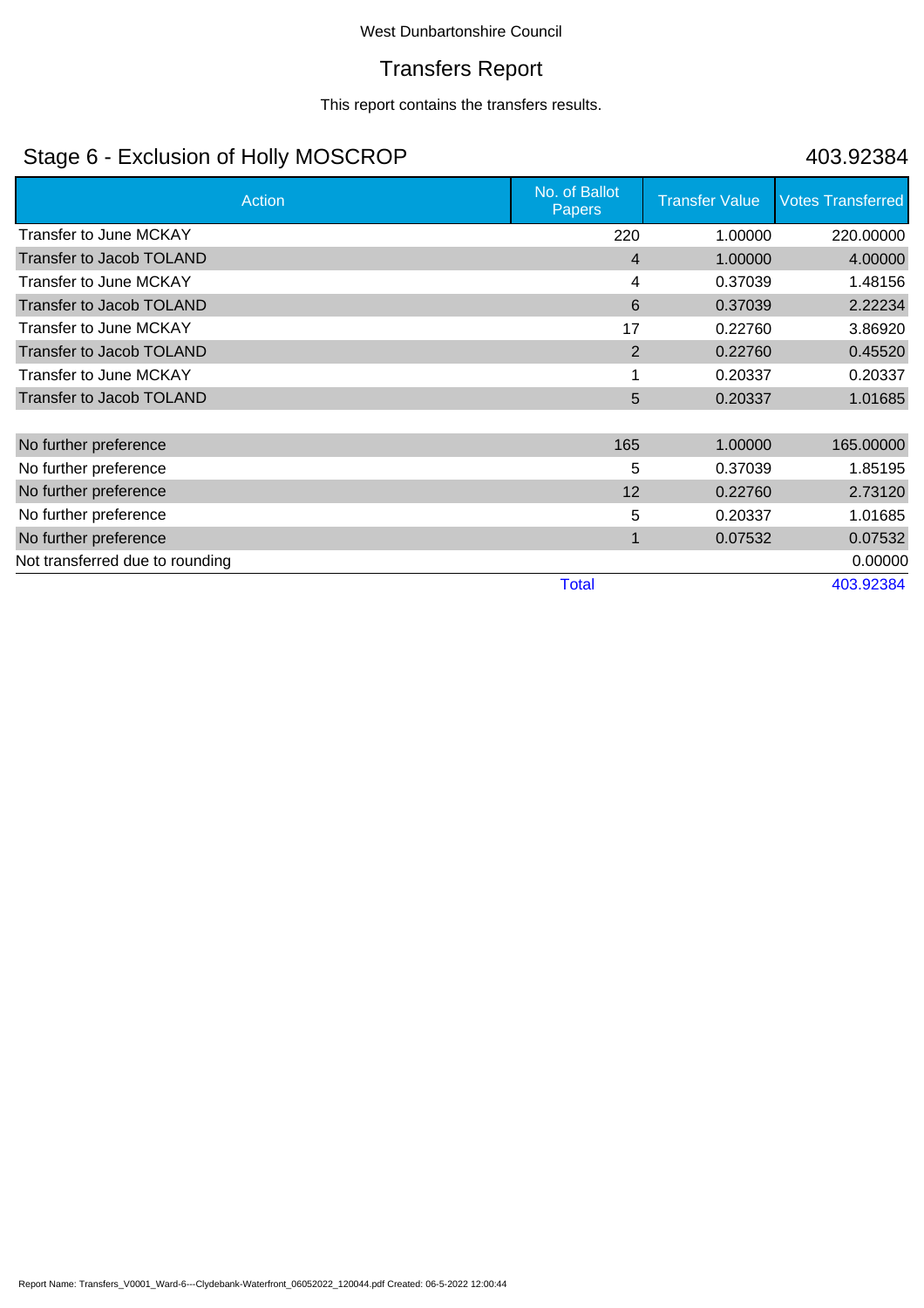West Dunbartonshire Council

# Transfers Report

This report contains the transfers results.

## Stage 6 - Exclusion of Holly MOSCROP 403.92384

| Action | No. of Ballot Papers | Transfer Value | Votes Transferred |
|---|---|---|---|
| Transfer to June MCKAY | 220 | 1.00000 | 220.00000 |
| Transfer to Jacob TOLAND | 4 | 1.00000 | 4.00000 |
| Transfer to June MCKAY | 4 | 0.37039 | 1.48156 |
| Transfer to Jacob TOLAND | 6 | 0.37039 | 2.22234 |
| Transfer to June MCKAY | 17 | 0.22760 | 3.86920 |
| Transfer to Jacob TOLAND | 2 | 0.22760 | 0.45520 |
| Transfer to June MCKAY | 1 | 0.20337 | 0.20337 |
| Transfer to Jacob TOLAND | 5 | 0.20337 | 1.01685 |
| | | | |
| No further preference | 165 | 1.00000 | 165.00000 |
| No further preference | 5 | 0.37039 | 1.85195 |
| No further preference | 12 | 0.22760 | 2.73120 |
| No further preference | 5 | 0.20337 | 1.01685 |
| No further preference | 1 | 0.07532 | 0.07532 |
| Not transferred due to rounding | | | 0.00000 |
| | Total | | 403.92384 |

Report Name: Transfers_V0001_Ward-6---Clydebank-Waterfront_06052022_120044.pdf Created: 06-5-2022 12:00:44